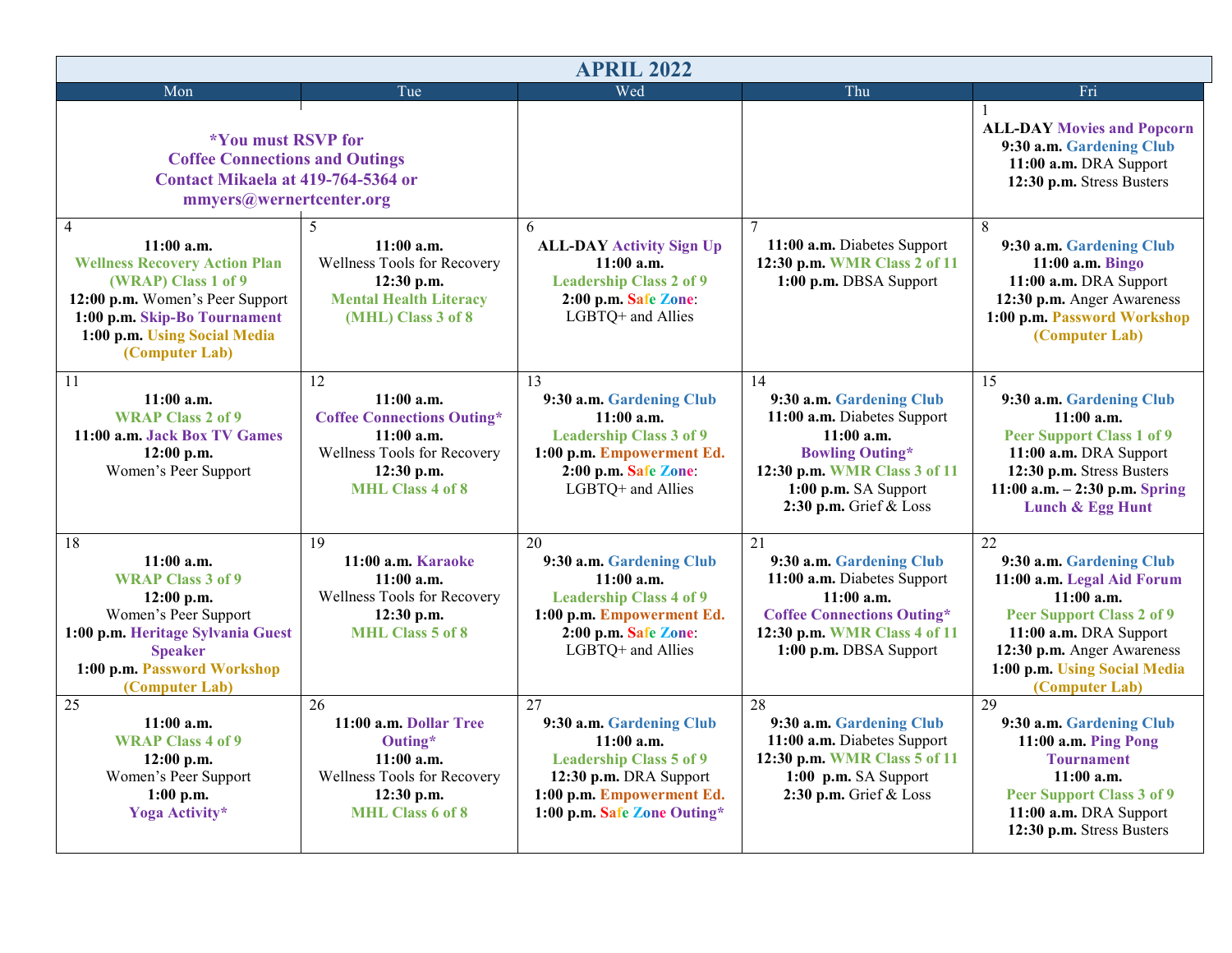# APRIL 2022

| Mon | Tue | Wed | Thu | Fri |
|---|---|---|---|---|
| ***You must RSVP for Coffee Connections and Outings** **Contact Mikaela at 419-764-5364 or mmyers@wernertcenter.org** | | | | 1 **ALL-DAY** Movies and Popcorn **9:30 a.m.** Gardening Club **11:00 a.m.** DRA Support **12:30 p.m.** Stress Busters |
| 4 **11:00 a.m.** Wellness Recovery Action Plan (WRAP) Class 1 of 9 **12:00 p.m.** Women's Peer Support **1:00 p.m.** Skip-Bo Tournament **1:00 p.m.** Using Social Media (Computer Lab) | 5 **11:00 a.m.** Wellness Tools for Recovery **12:30 p.m.** Mental Health Literacy (MHL) Class 3 of 8 | 6 **ALL-DAY** Activity Sign Up **11:00 a.m.** Leadership Class 2 of 9 **2:00 p.m.** Safe Zone: LGBTQ+ and Allies | 7 **11:00 a.m.** Diabetes Support **12:30 p.m.** WMR Class 2 of 11 **1:00 p.m.** DBSA Support | 8 **9:30 a.m.** Gardening Club **11:00 a.m.** Bingo **11:00 a.m.** DRA Support **12:30 p.m.** Anger Awareness **1:00 p.m.** Password Workshop (Computer Lab) |
| 11 **11:00 a.m.** WRAP Class 2 of 9 **11:00 a.m.** Jack Box TV Games **12:00 p.m.** Women's Peer Support | 12 **11:00 a.m.** Coffee Connections Outing* **11:00 a.m.** Wellness Tools for Recovery **12:30 p.m.** MHL Class 4 of 8 | 13 **9:30 a.m.** Gardening Club **11:00 a.m.** Leadership Class 3 of 9 **1:00 p.m.** Empowerment Ed. **2:00 p.m.** Safe Zone: LGBTQ+ and Allies | 14 **9:30 a.m.** Gardening Club **11:00 a.m.** Diabetes Support **11:00 a.m.** Bowling Outing* **12:30 p.m.** WMR Class 3 of 11 **1:00 p.m.** SA Support **2:30 p.m.** Grief & Loss | 15 **9:30 a.m.** Gardening Club **11:00 a.m.** Peer Support Class 1 of 9 **11:00 a.m.** DRA Support **12:30 p.m.** Stress Busters **11:00 a.m. – 2:30 p.m.** Spring Lunch & Egg Hunt |
| 18 **11:00 a.m.** WRAP Class 3 of 9 **12:00 p.m.** Women's Peer Support **1:00 p.m.** Heritage Sylvania Guest Speaker **1:00 p.m.** Password Workshop (Computer Lab) | 19 **11:00 a.m.** Karaoke **11:00 a.m.** Wellness Tools for Recovery **12:30 p.m.** MHL Class 5 of 8 | 20 **9:30 a.m.** Gardening Club **11:00 a.m.** Leadership Class 4 of 9 **1:00 p.m.** Empowerment Ed. **2:00 p.m.** Safe Zone: LGBTQ+ and Allies | 21 **9:30 a.m.** Gardening Club **11:00 a.m.** Diabetes Support **11:00 a.m.** Coffee Connections Outing* **12:30 p.m.** WMR Class 4 of 11 **1:00 p.m.** DBSA Support | 22 **9:30 a.m.** Gardening Club **11:00 a.m.** Legal Aid Forum **11:00 a.m.** Peer Support Class 2 of 9 **11:00 a.m.** DRA Support **12:30 p.m.** Anger Awareness **1:00 p.m.** Using Social Media (Computer Lab) |
| 25 **11:00 a.m.** WRAP Class 4 of 9 **12:00 p.m.** Women's Peer Support **1:00 p.m.** Yoga Activity* | 26 **11:00 a.m.** Dollar Tree Outing* **11:00 a.m.** Wellness Tools for Recovery **12:30 p.m.** MHL Class 6 of 8 | 27 **9:30 a.m.** Gardening Club **11:00 a.m.** Leadership Class 5 of 9 **12:30 p.m.** DRA Support **1:00 p.m.** Empowerment Ed. **1:00 p.m.** Safe Zone Outing* | 28 **9:30 a.m.** Gardening Club **11:00 a.m.** Diabetes Support **12:30 p.m.** WMR Class 5 of 11 **1:00 p.m.** SA Support **2:30 p.m.** Grief & Loss | 29 **9:30 a.m.** Gardening Club **11:00 a.m.** Ping Pong Tournament **11:00 a.m.** Peer Support Class 3 of 9 **11:00 a.m.** DRA Support **12:30 p.m.** Stress Busters |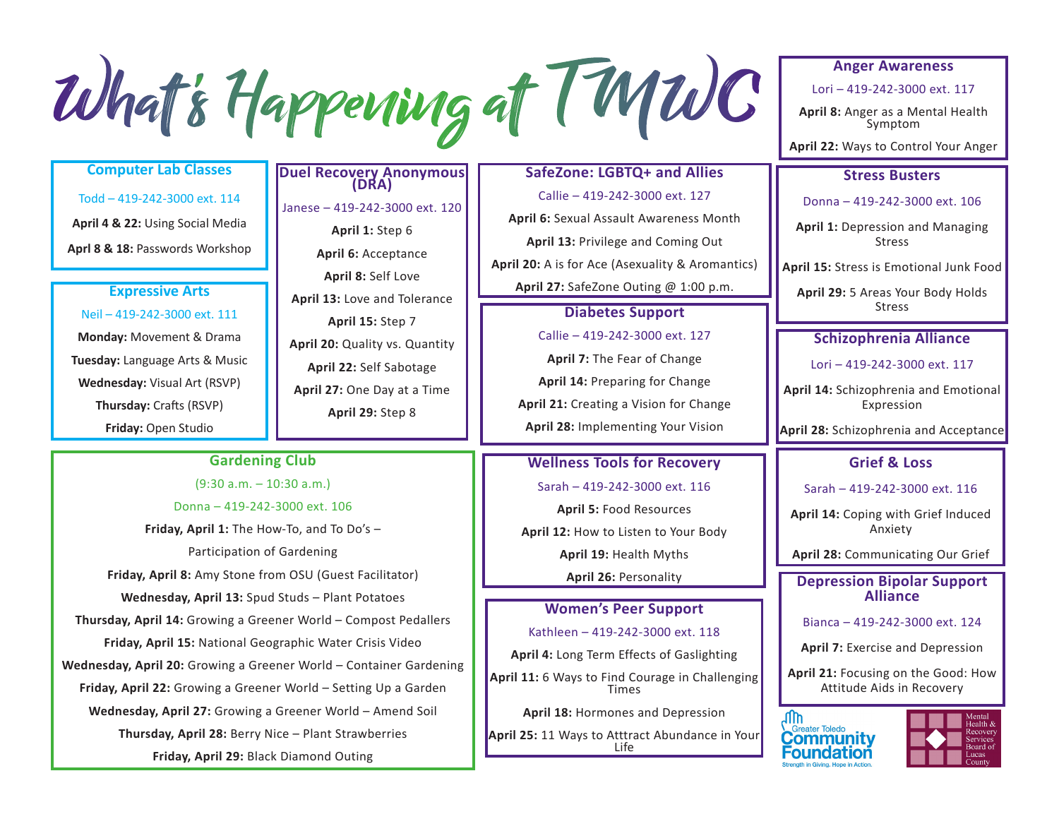# What's Happening at TMWC

## Anger Awareness

Lori – 419-242-3000 ext. 117

**April 8:** Anger as a Mental Health Symptom

**April 22:** Ways to Control Your Anger

## Computer Lab Classes

Todd – 419-242-3000 ext. 114

**April 4 & 22:** Using Social Media

**Aprl 8 & 18:** Passwords Workshop

## Expressive Arts

Neil – 419-242-3000 ext. 111

**Monday:** Movement & Drama

**Tuesday:** Language Arts & Music

**Wednesday:** Visual Art (RSVP)

**Thursday:** Crafts (RSVP)

**Friday:** Open Studio

## Duel Recovery Anonymous (DRA)

Janese – 419-242-3000 ext. 120

**April 1:** Step 6

**April 6:** Acceptance

**April 8:** Self Love

**April 13:** Love and Tolerance

**April 15:** Step 7

**April 20:** Quality vs. Quantity

**April 22:** Self Sabotage

**April 27:** One Day at a Time

**April 29:** Step 8

## SafeZone: LGBTQ+ and Allies

Callie – 419-242-3000 ext. 127

**April 6:** Sexual Assault Awareness Month

**April 13:** Privilege and Coming Out

**April 20:** A is for Ace (Asexuality & Aromantics)

**April 27:** SafeZone Outing @ 1:00 p.m.

## Diabetes Support

Callie – 419-242-3000 ext. 127

**April 7:** The Fear of Change

**April 14:** Preparing for Change

**April 21:** Creating a Vision for Change

**April 28:** Implementing Your Vision

## Stress Busters

Donna – 419-242-3000 ext. 106

**April 1:** Depression and Managing Stress

**April 15:** Stress is Emotional Junk Food

**April 29:** 5 Areas Your Body Holds Stress

## Schizophrenia Alliance

Lori – 419-242-3000 ext. 117

**April 14:** Schizophrenia and Emotional Expression

**April 28:** Schizophrenia and Acceptance

## Gardening Club

(9:30 a.m. – 10:30 a.m.)

Donna – 419-242-3000 ext. 106

**Friday, April 1:** The How-To, and To Do's – Participation of Gardening

**Friday, April 8:** Amy Stone from OSU (Guest Facilitator)

**Wednesday, April 13:** Spud Studs – Plant Potatoes

**Thursday, April 14:** Growing a Greener World – Compost Pedallers

**Friday, April 15:** National Geographic Water Crisis Video

**Wednesday, April 20:** Growing a Greener World – Container Gardening

**Friday, April 22:** Growing a Greener World – Setting Up a Garden

**Wednesday, April 27:** Growing a Greener World – Amend Soil

**Thursday, April 28:** Berry Nice – Plant Strawberries

**Friday, April 29:** Black Diamond Outing

## Wellness Tools for Recovery

Sarah – 419-242-3000 ext. 116

**April 5:** Food Resources

**April 12:** How to Listen to Your Body

**April 19:** Health Myths

**April 26:** Personality

## Grief & Loss

Sarah – 419-242-3000 ext. 116

**April 14:** Coping with Grief Induced Anxiety

**April 28:** Communicating Our Grief

## Women's Peer Support

Kathleen – 419-242-3000 ext. 118

**April 4:** Long Term Effects of Gaslighting

**April 11:** 6 Ways to Find Courage in Challenging Times

**April 18:** Hormones and Depression

**April 25:** 11 Ways to Atttract Abundance in Your Life

## Depression Bipolar Support Alliance

Bianca – 419-242-3000 ext. 124

**April 7:** Exercise and Depression

**April 21:** Focusing on the Good: How Attitude Aids in Recovery

Greater Toledo Community Foundation – Strength in Giving. Hope in Action.

Mental Health & Recovery Services Board of Lucas County